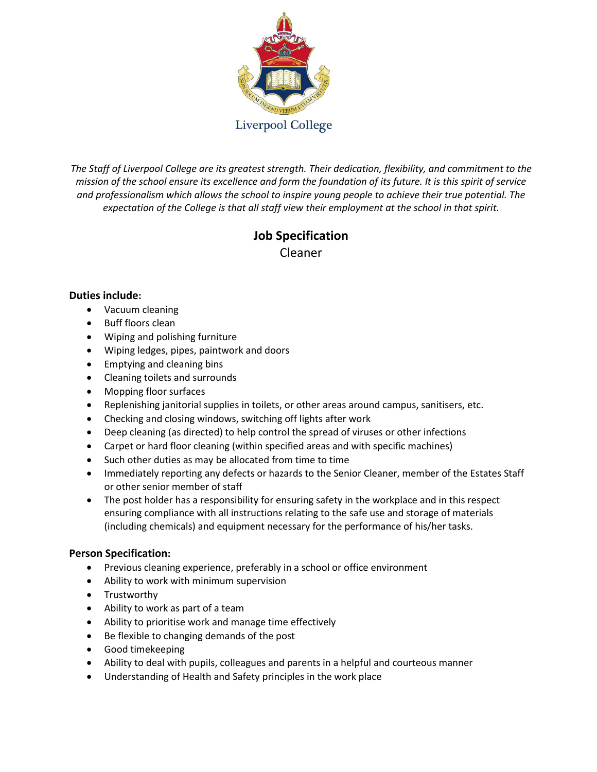Liverpool College

*The Staff of Liverpool College are its greatest strength. Their dedication, flexibility, and commitment to the mission of the school ensure its excellence and form the foundation of its future. It is this spirit of service and professionalism which allows the school to inspire young people to achieve their true potential. The expectation of the College is that all staff view their employment at the school in that spirit.*

# Job Specification

Cleaner

**Duties include:**

- Vacuum cleaning
- Buff floors clean
- Wiping and polishing furniture
- Wiping ledges, pipes, paintwork and doors
- Emptying and cleaning bins
- Cleaning toilets and surrounds
- Mopping floor surfaces
- Replenishing janitorial supplies in toilets, or other areas around campus, sanitisers, etc.
- Checking and closing windows, switching off lights after work
- Deep cleaning (as directed) to help control the spread of viruses or other infections
- Carpet or hard floor cleaning (within specified areas and with specific machines)
- Such other duties as may be allocated from time to time
- Immediately reporting any defects or hazards to the Senior Cleaner, member of the Estates Staff or other senior member of staff
- The post holder has a responsibility for ensuring safety in the workplace and in this respect ensuring compliance with all instructions relating to the safe use and storage of materials (including chemicals) and equipment necessary for the performance of his/her tasks.

**Person Specification:**

- Previous cleaning experience, preferably in a school or office environment
- Ability to work with minimum supervision
- Trustworthy
- Ability to work as part of a team
- Ability to prioritise work and manage time effectively
- Be flexible to changing demands of the post
- Good timekeeping
- Ability to deal with pupils, colleagues and parents in a helpful and courteous manner
- Understanding of Health and Safety principles in the work place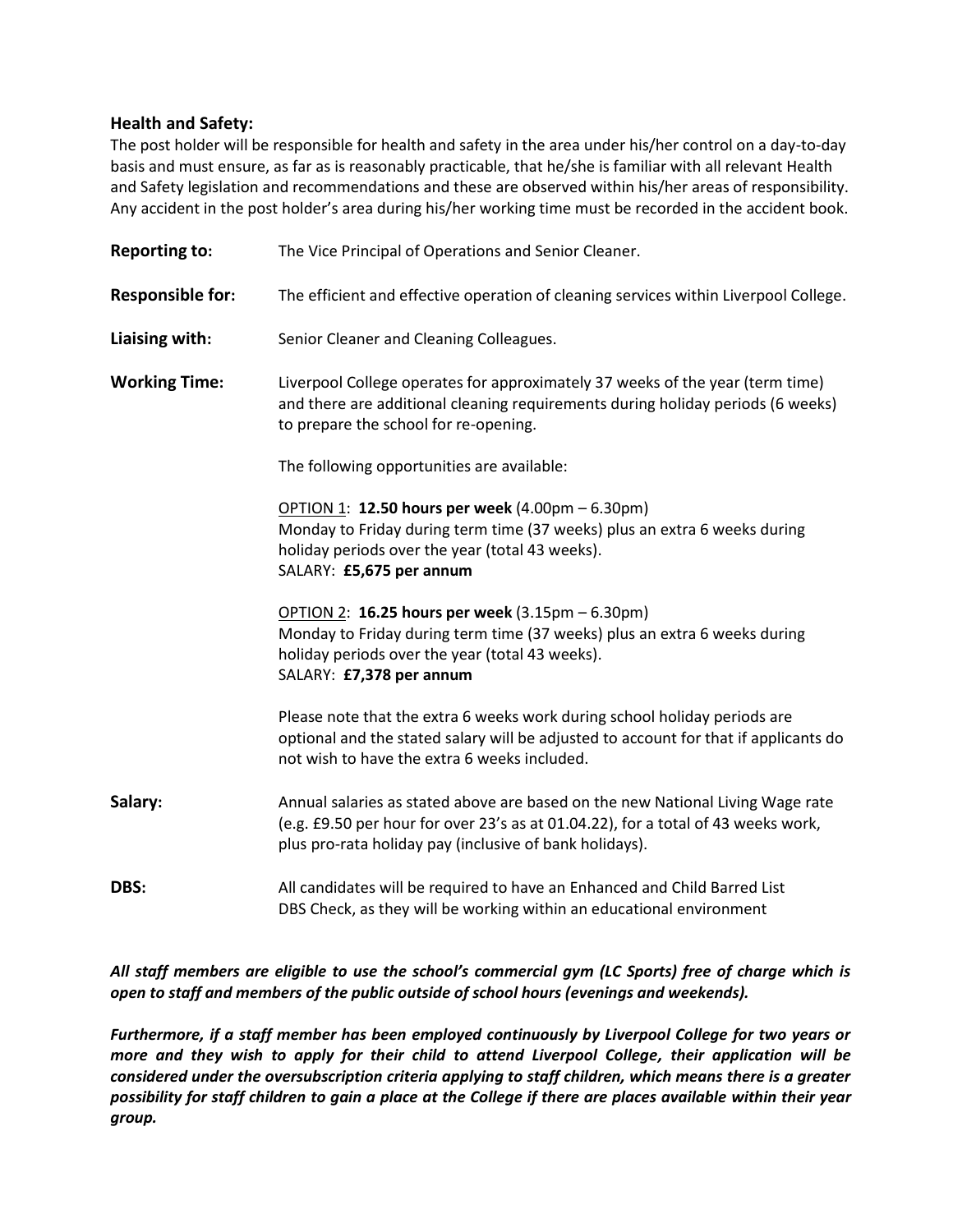**Health and Safety:**
The post holder will be responsible for health and safety in the area under his/her control on a day-to-day basis and must ensure, as far as is reasonably practicable, that he/she is familiar with all relevant Health and Safety legislation and recommendations and these are observed within his/her areas of responsibility. Any accident in the post holder's area during his/her working time must be recorded in the accident book.

**Reporting to:** The Vice Principal of Operations and Senior Cleaner.

**Responsible for:** The efficient and effective operation of cleaning services within Liverpool College.

**Liaising with:** Senior Cleaner and Cleaning Colleagues.

**Working Time:** Liverpool College operates for approximately 37 weeks of the year (term time) and there are additional cleaning requirements during holiday periods (6 weeks) to prepare the school for re-opening.

The following opportunities are available:

OPTION 1: **12.50 hours per week** (4.00pm – 6.30pm)
Monday to Friday during term time (37 weeks) plus an extra 6 weeks during holiday periods over the year (total 43 weeks).
SALARY: **£5,675 per annum**

OPTION 2: **16.25 hours per week** (3.15pm – 6.30pm)
Monday to Friday during term time (37 weeks) plus an extra 6 weeks during holiday periods over the year (total 43 weeks).
SALARY: **£7,378 per annum**

Please note that the extra 6 weeks work during school holiday periods are optional and the stated salary will be adjusted to account for that if applicants do not wish to have the extra 6 weeks included.

**Salary:** Annual salaries as stated above are based on the new National Living Wage rate (e.g. £9.50 per hour for over 23's as at 01.04.22), for a total of 43 weeks work, plus pro-rata holiday pay (inclusive of bank holidays).

**DBS:** All candidates will be required to have an Enhanced and Child Barred List DBS Check, as they will be working within an educational environment

***All staff members are eligible to use the school's commercial gym (LC Sports) free of charge which is open to staff and members of the public outside of school hours (evenings and weekends).***

***Furthermore, if a staff member has been employed continuously by Liverpool College for two years or more and they wish to apply for their child to attend Liverpool College, their application will be considered under the oversubscription criteria applying to staff children, which means there is a greater possibility for staff children to gain a place at the College if there are places available within their year group.***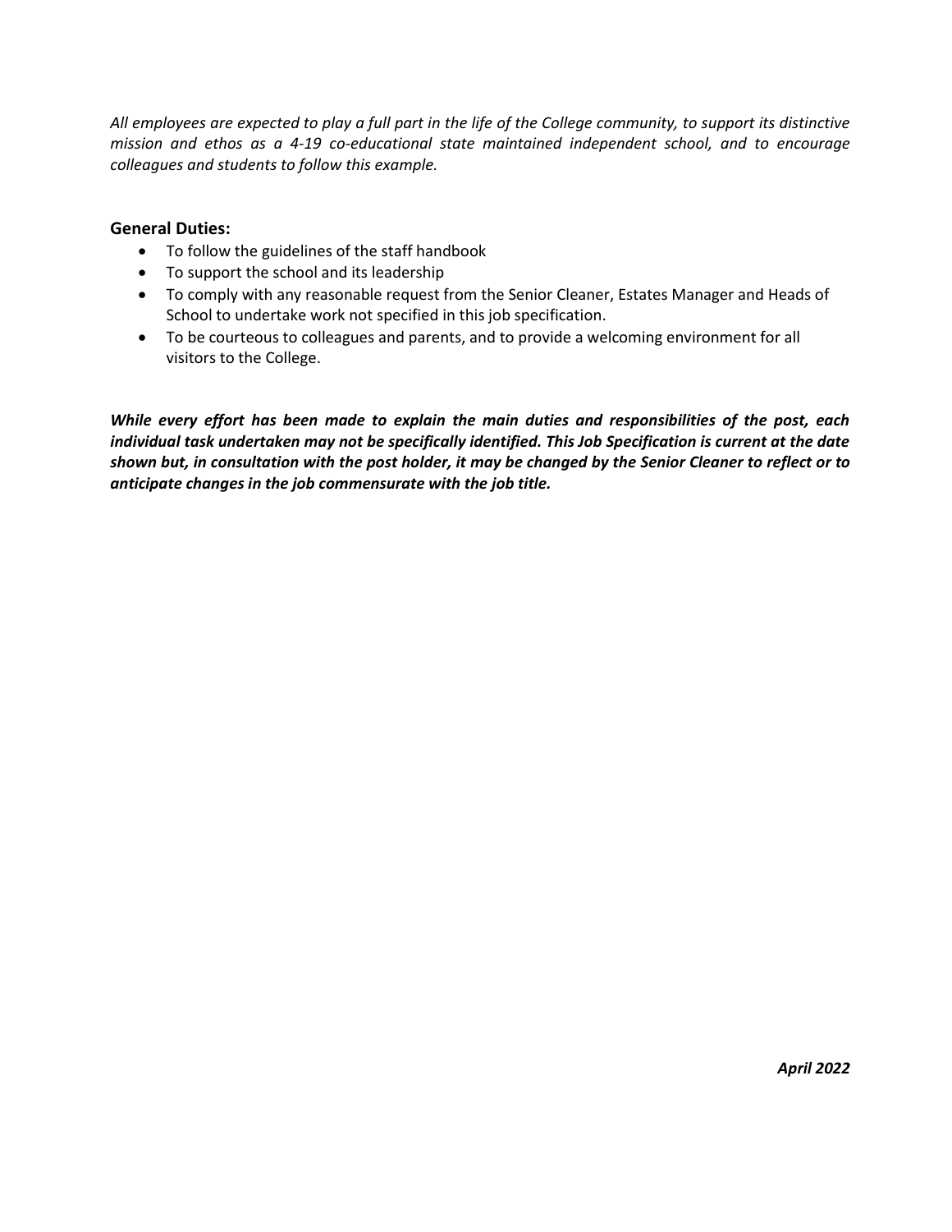*All employees are expected to play a full part in the life of the College community, to support its distinctive mission and ethos as a 4-19 co-educational state maintained independent school, and to encourage colleagues and students to follow this example.*

### General Duties:

- To follow the guidelines of the staff handbook
- To support the school and its leadership
- To comply with any reasonable request from the Senior Cleaner, Estates Manager and Heads of School to undertake work not specified in this job specification.
- To be courteous to colleagues and parents, and to provide a welcoming environment for all visitors to the College.

***While every effort has been made to explain the main duties and responsibilities of the post, each individual task undertaken may not be specifically identified. This Job Specification is current at the date shown but, in consultation with the post holder, it may be changed by the Senior Cleaner to reflect or to anticipate changes in the job commensurate with the job title.***

***April 2022***